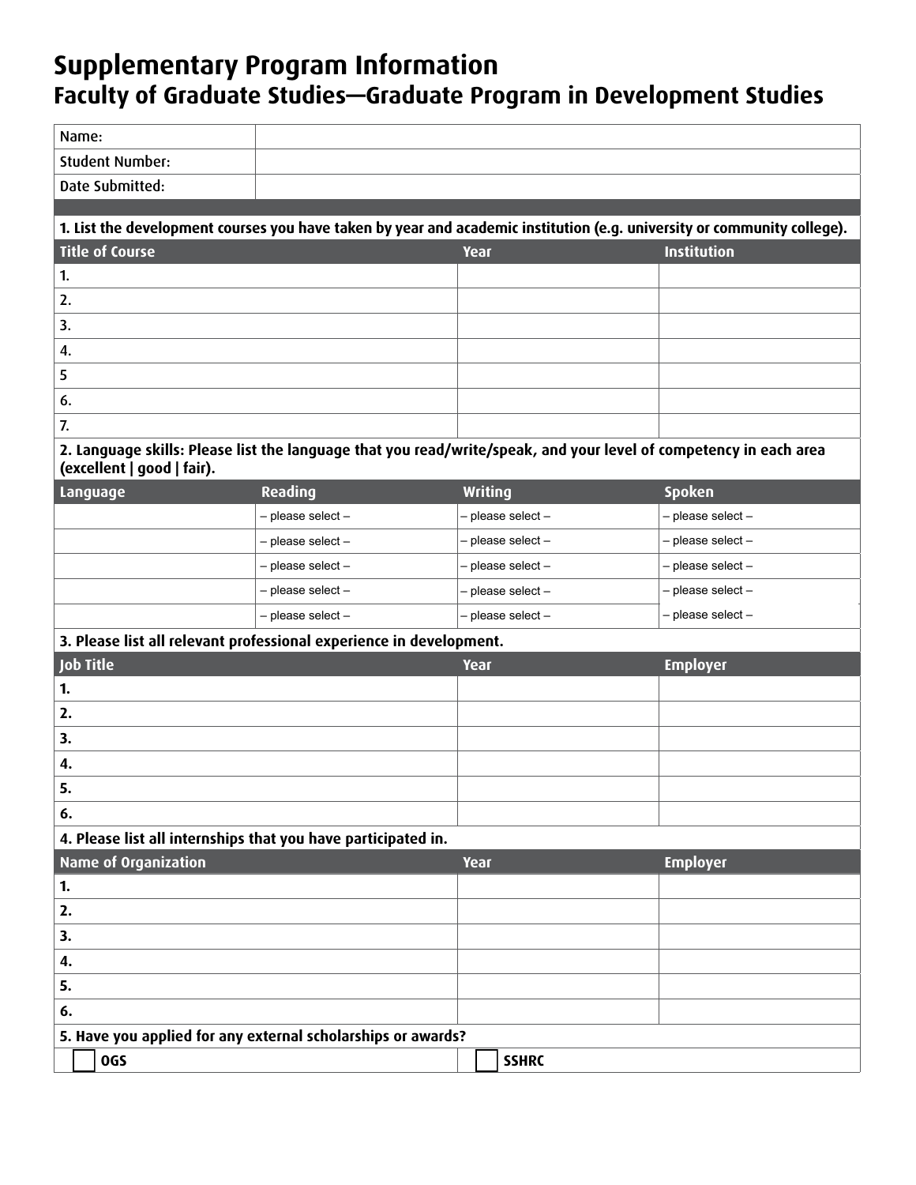# Supplementary Program Information
## Faculty of Graduate Studies—Graduate Program in Development Studies

| | |
|---|---|
| Name: | |
| Student Number: | |
| Date Submitted: | |

**1. List the development courses you have taken by year and academic institution (e.g. university or community college).**

| Title of Course | Year | Institution |
|---|---|---|
| 1. | | |
| 2. | | |
| 3. | | |
| 4. | | |
| 5 | | |
| 6. | | |
| 7. | | |

**2. Language skills: Please list the language that you read/write/speak, and your level of competency in each area (excellent | good | fair).**

| Language | Reading | Writing | Spoken |
|---|---|---|---|
| | – please select – | – please select – | – please select – |
| | – please select – | – please select – | – please select – |
| | – please select – | – please select – | – please select – |
| | – please select – | – please select – | – please select – |
| | – please select – | – please select – | – please select – |

**3. Please list all relevant professional experience in development.**

| Job Title | Year | Employer |
|---|---|---|
| 1. | | |
| 2. | | |
| 3. | | |
| 4. | | |
| 5. | | |
| 6. | | |

**4. Please list all internships that you have participated in.**

| Name of Organization | Year | Employer |
|---|---|---|
| 1. | | |
| 2. | | |
| 3. | | |
| 4. | | |
| 5. | | |
| 6. | | |

**5. Have you applied for any external scholarships or awards?**

☐ **OGS** ☐ **SSHRC**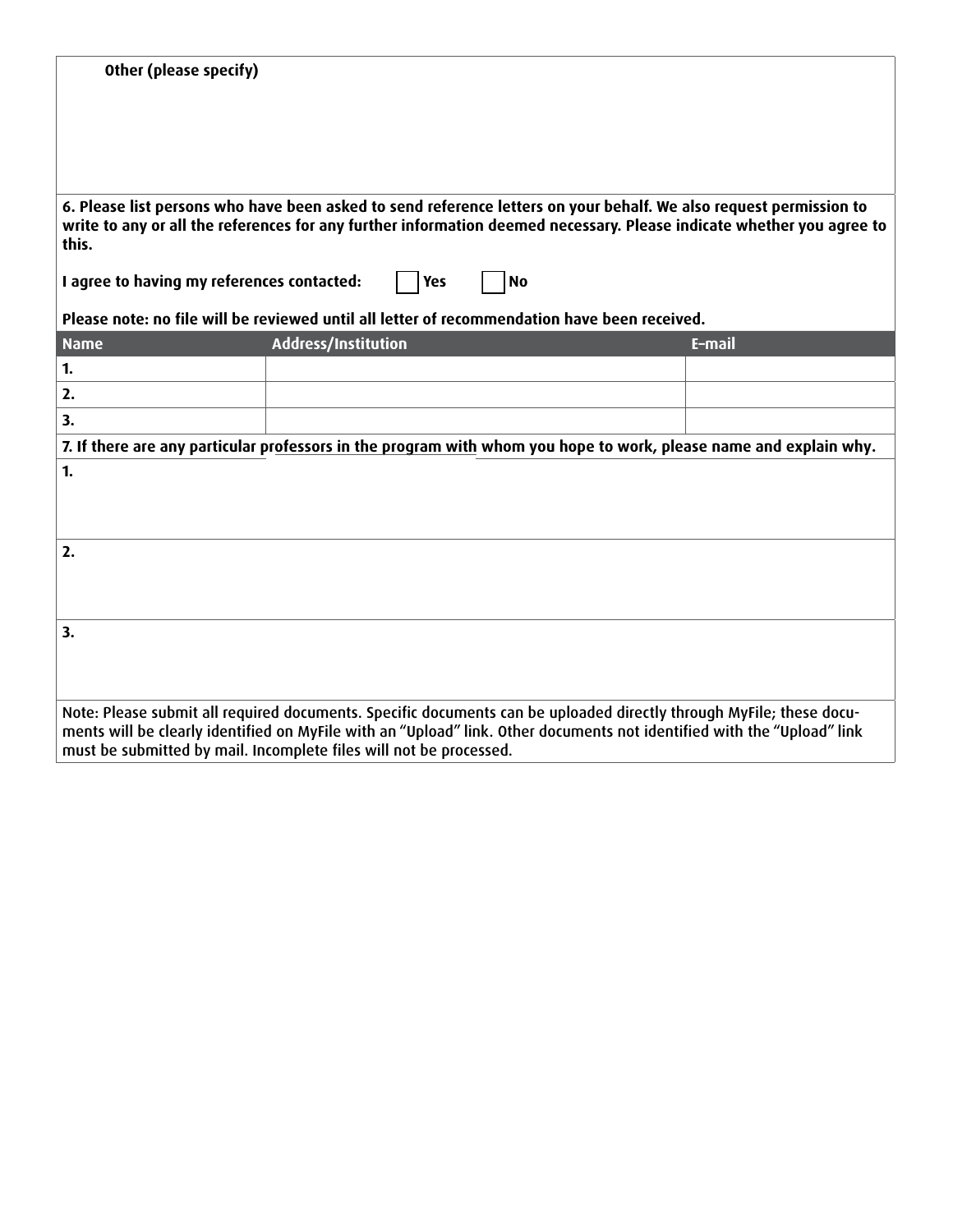**Other (please specify)**

**6. Please list persons who have been asked to send reference letters on your behalf. We also request permission to write to any or all the references for any further information deemed necessary. Please indicate whether you agree to this.**

**I agree to having my references contacted:** ☐ **Yes** ☐ **No**

**Please note: no file will be reviewed until all letter of recommendation have been received.**

| Name | Address/Institution | E-mail |
|---|---|---|
| 1. | | |
| 2. | | |
| 3. | | |

**7. If there are any particular professors in the program with whom you hope to work, please name and explain why.**

**1.**

**2.**

**3.**

Note: Please submit all required documents. Specific documents can be uploaded directly through MyFile; these documents will be clearly identified on MyFile with an "Upload" link. Other documents not identified with the "Upload" link must be submitted by mail. Incomplete files will not be processed.